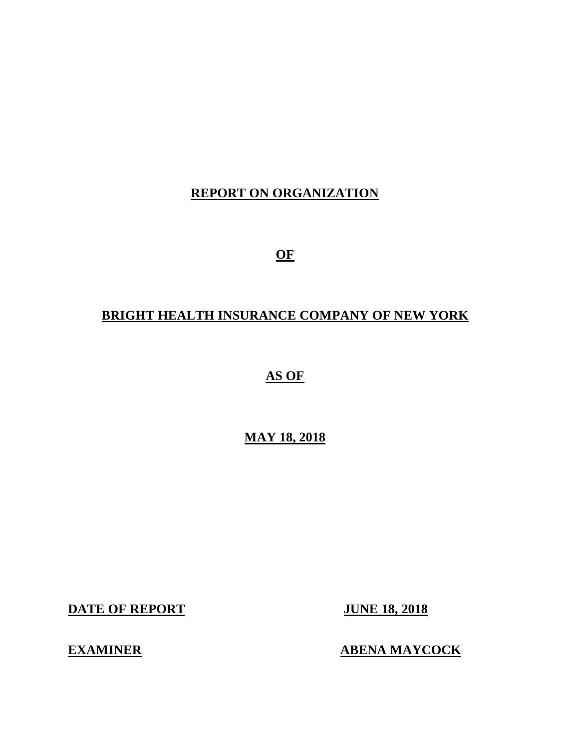# REPORT ON ORGANIZATION

# OF

# BRIGHT HEALTH INSURANCE COMPANY OF NEW YORK

# AS OF

# MAY 18, 2018

**DATE OF REPORT** **JUNE 18, 2018**

**EXAMINER** **ABENA MAYCOCK**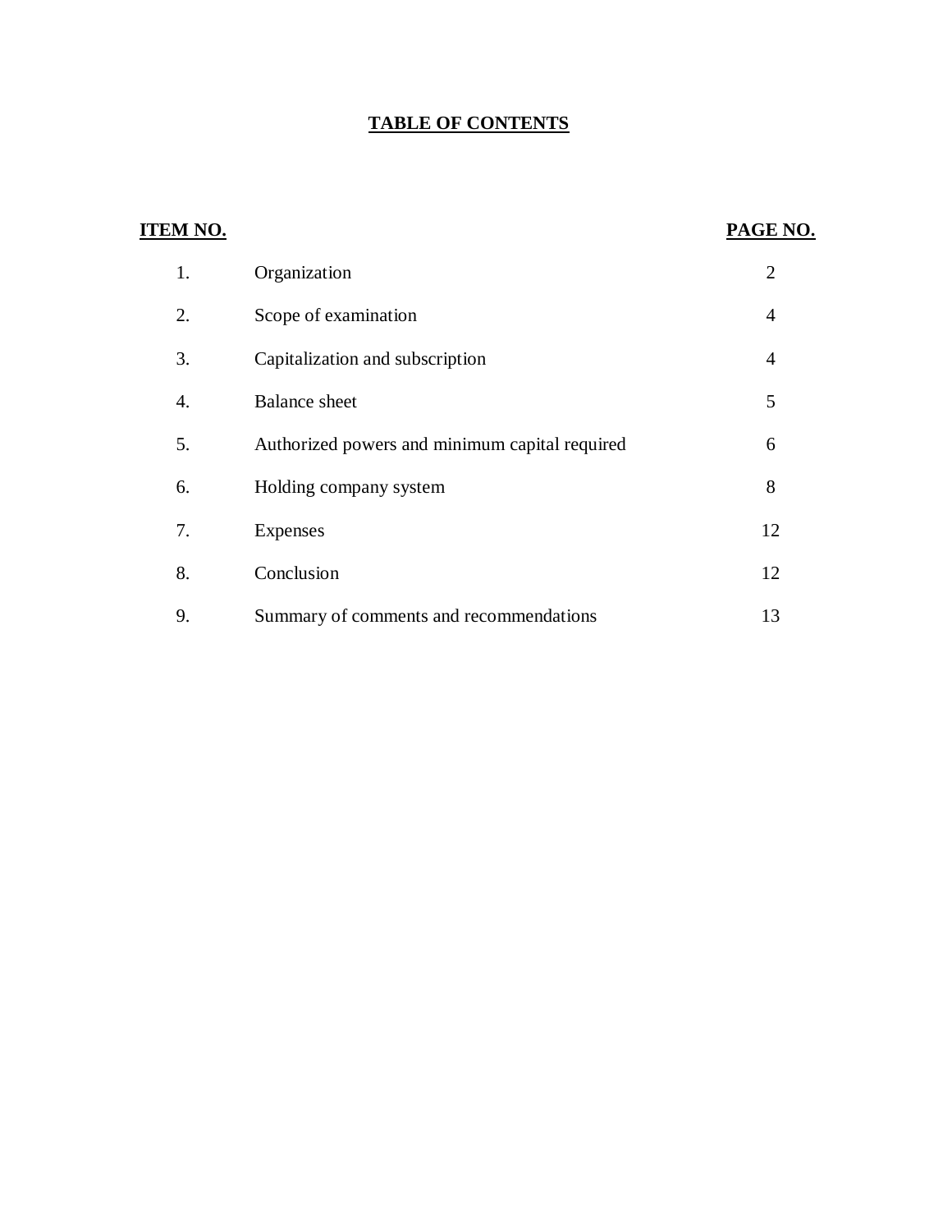# TABLE OF CONTENTS

| ITEM NO. | | PAGE NO. |
|---|---|---|
| 1. | Organization | 2 |
| 2. | Scope of examination | 4 |
| 3. | Capitalization and subscription | 4 |
| 4. | Balance sheet | 5 |
| 5. | Authorized powers and minimum capital required | 6 |
| 6. | Holding company system | 8 |
| 7. | Expenses | 12 |
| 8. | Conclusion | 12 |
| 9. | Summary of comments and recommendations | 13 |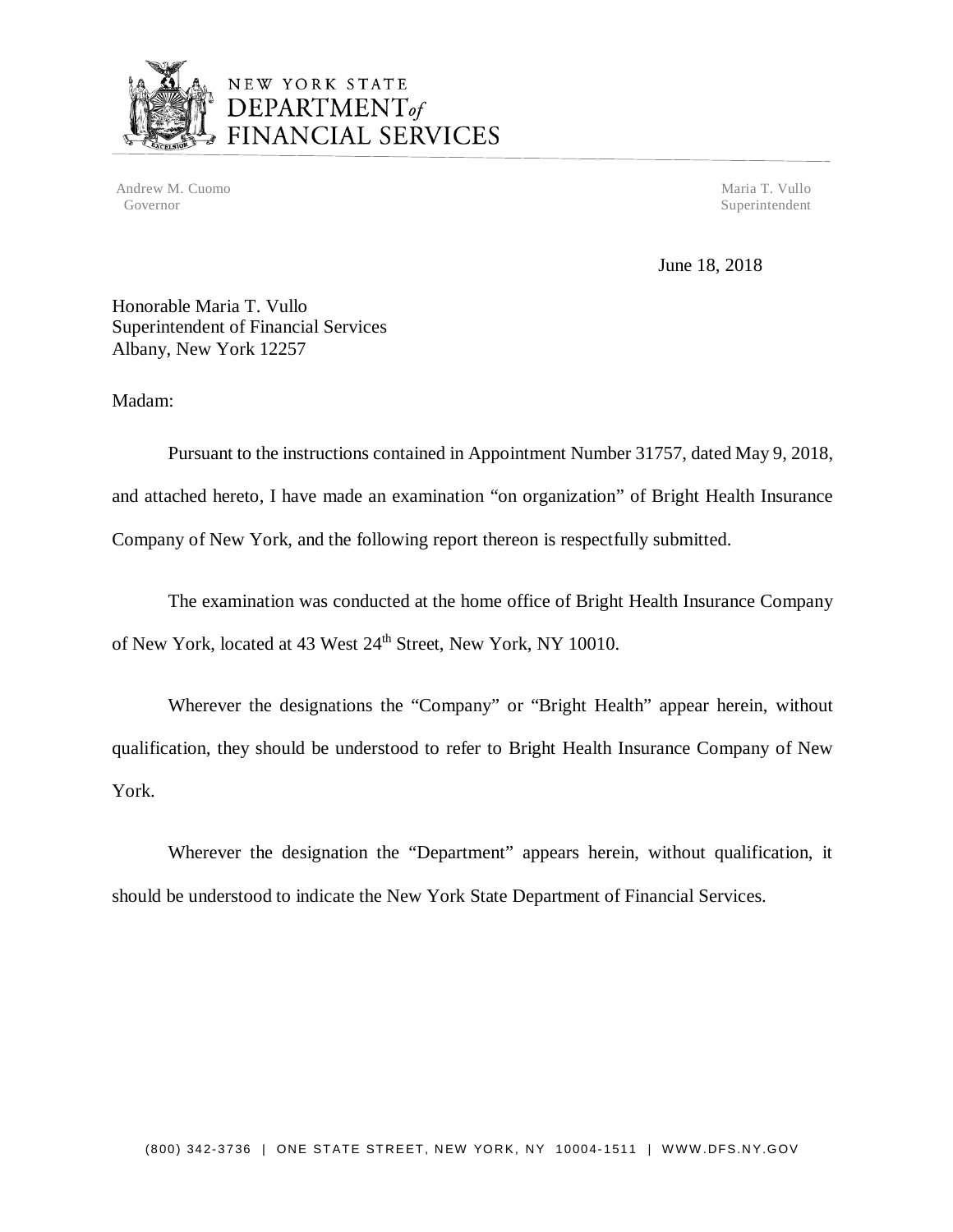NEW YORK STATE
DEPARTMENT *of*
FINANCIAL SERVICES

Andrew M. Cuomo
Governor

Maria T. Vullo
Superintendent

June 18, 2018

Honorable Maria T. Vullo
Superintendent of Financial Services
Albany, New York 12257

Madam:

Pursuant to the instructions contained in Appointment Number 31757, dated May 9, 2018, and attached hereto, I have made an examination "on organization" of Bright Health Insurance Company of New York, and the following report thereon is respectfully submitted.

The examination was conducted at the home office of Bright Health Insurance Company of New York, located at 43 West 24th Street, New York, NY 10010.

Wherever the designations the "Company" or "Bright Health" appear herein, without qualification, they should be understood to refer to Bright Health Insurance Company of New York.

Wherever the designation the "Department" appears herein, without qualification, it should be understood to indicate the New York State Department of Financial Services.

(800) 342-3736 | ONE STATE STREET, NEW YORK, NY 10004-1511 | WWW.DFS.NY.GOV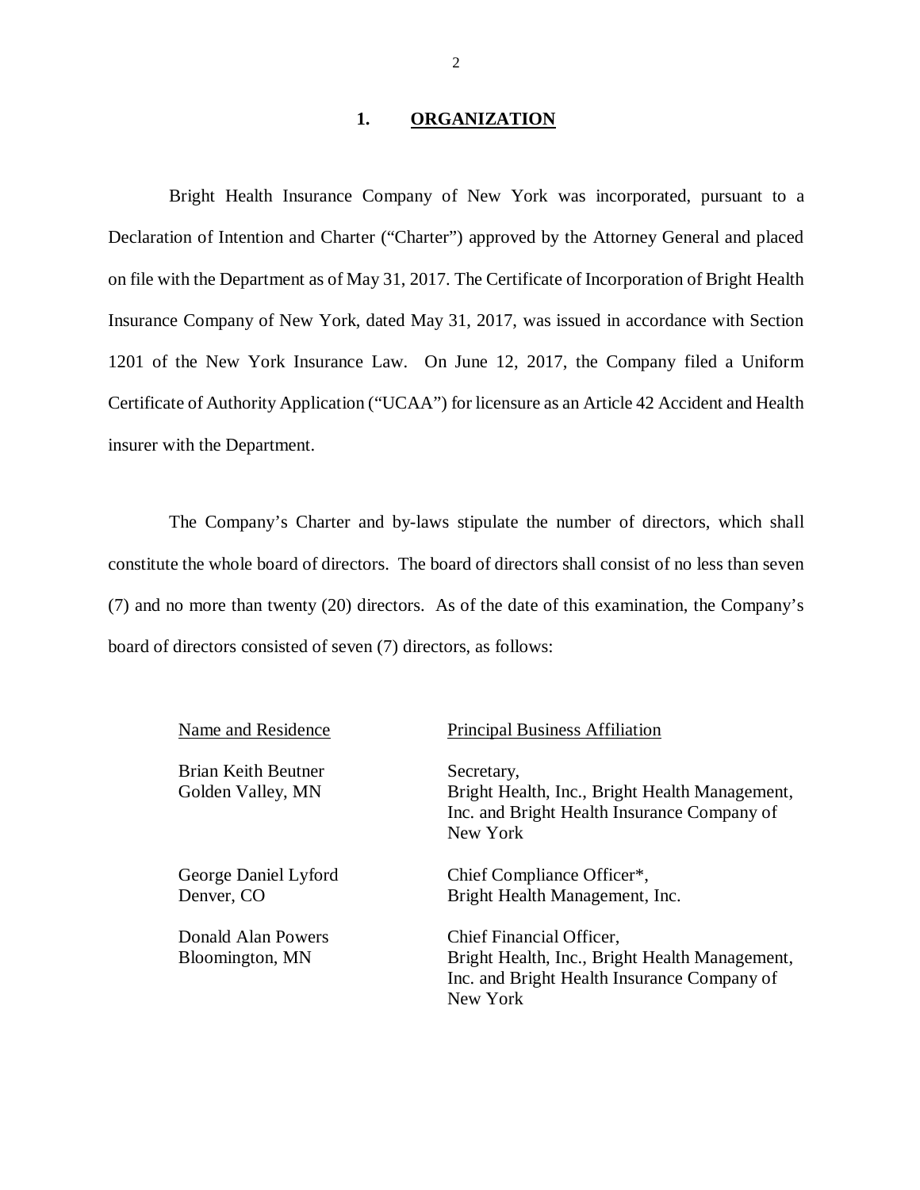## 1. ORGANIZATION

Bright Health Insurance Company of New York was incorporated, pursuant to a Declaration of Intention and Charter ("Charter") approved by the Attorney General and placed on file with the Department as of May 31, 2017. The Certificate of Incorporation of Bright Health Insurance Company of New York, dated May 31, 2017, was issued in accordance with Section 1201 of the New York Insurance Law. On June 12, 2017, the Company filed a Uniform Certificate of Authority Application ("UCAA") for licensure as an Article 42 Accident and Health insurer with the Department.

The Company's Charter and by-laws stipulate the number of directors, which shall constitute the whole board of directors. The board of directors shall consist of no less than seven (7) and no more than twenty (20) directors. As of the date of this examination, the Company's board of directors consisted of seven (7) directors, as follows:

| Name and Residence | Principal Business Affiliation |
| --- | --- |
| Brian Keith Beutner<br>Golden Valley, MN | Secretary,<br>Bright Health, Inc., Bright Health Management, Inc. and Bright Health Insurance Company of New York |
| George Daniel Lyford<br>Denver, CO | Chief Compliance Officer*,<br>Bright Health Management, Inc. |
| Donald Alan Powers<br>Bloomington, MN | Chief Financial Officer,<br>Bright Health, Inc., Bright Health Management, Inc. and Bright Health Insurance Company of New York |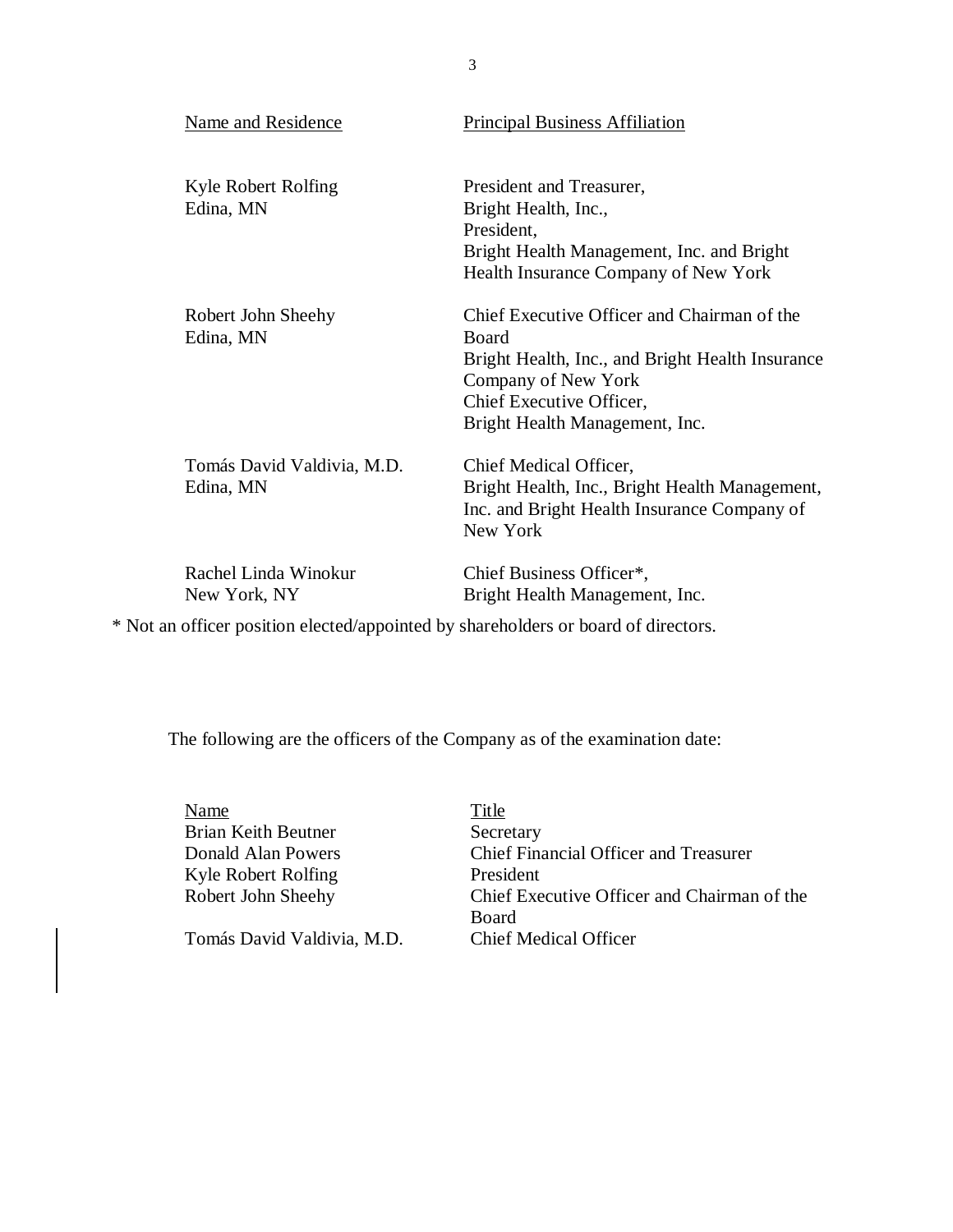| Name and Residence | Principal Business Affiliation |
|---|---|
| Kyle Robert Rolfing<br>Edina, MN | President and Treasurer,<br>Bright Health, Inc.,<br>President,<br>Bright Health Management, Inc. and Bright Health Insurance Company of New York |
| Robert John Sheehy<br>Edina, MN | Chief Executive Officer and Chairman of the Board<br>Bright Health, Inc., and Bright Health Insurance Company of New York<br>Chief Executive Officer,<br>Bright Health Management, Inc. |
| Tomás David Valdivia, M.D.<br>Edina, MN | Chief Medical Officer,<br>Bright Health, Inc., Bright Health Management, Inc. and Bright Health Insurance Company of New York |
| Rachel Linda Winokur<br>New York, NY | Chief Business Officer*,<br>Bright Health Management, Inc. |

* Not an officer position elected/appointed by shareholders or board of directors.

The following are the officers of the Company as of the examination date:

| Name | Title |
|---|---|
| Brian Keith Beutner | Secretary |
| Donald Alan Powers | Chief Financial Officer and Treasurer |
| Kyle Robert Rolfing | President |
| Robert John Sheehy | Chief Executive Officer and Chairman of the Board |
| Tomás David Valdivia, M.D. | Chief Medical Officer |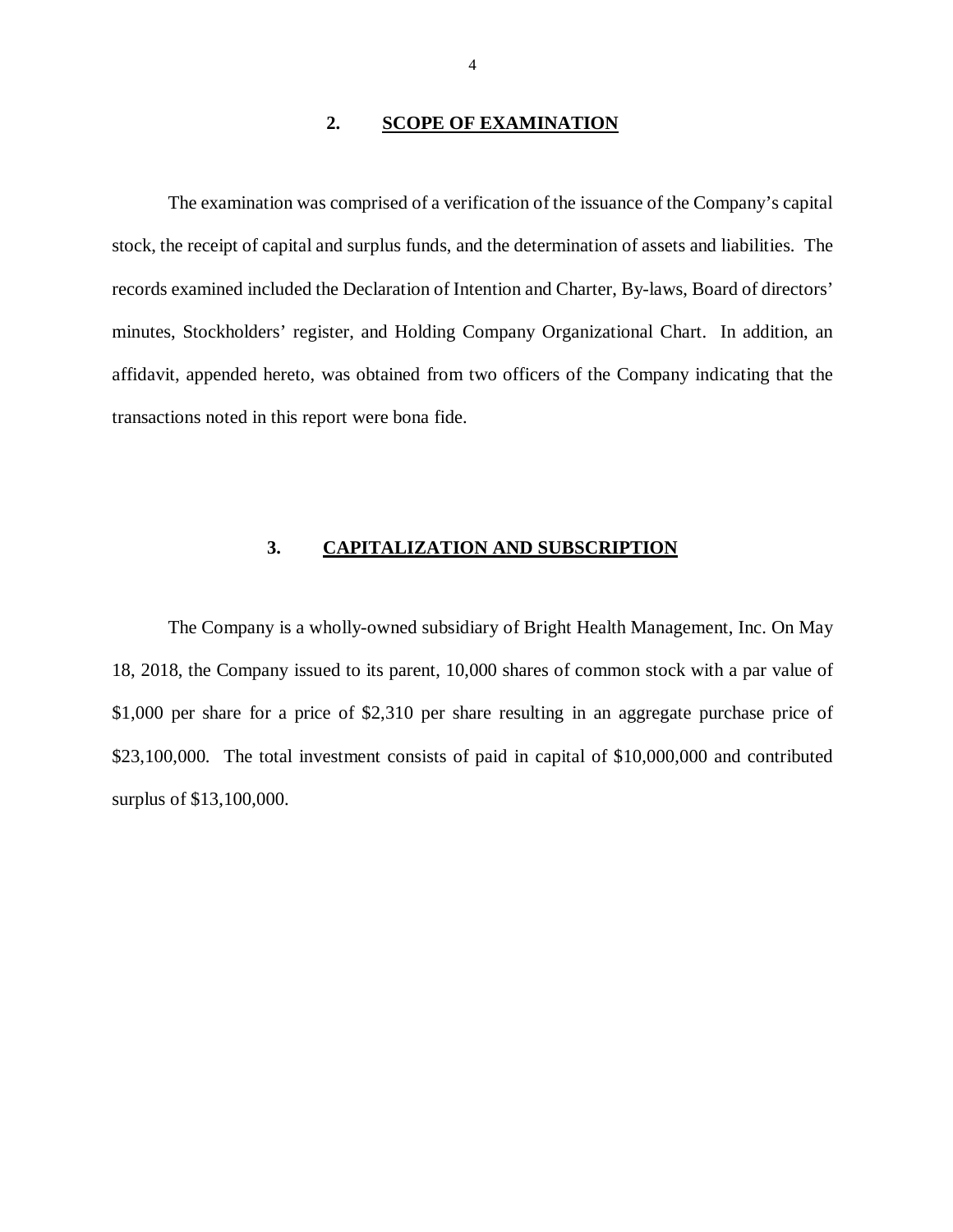## 2. SCOPE OF EXAMINATION

The examination was comprised of a verification of the issuance of the Company's capital stock, the receipt of capital and surplus funds, and the determination of assets and liabilities. The records examined included the Declaration of Intention and Charter, By-laws, Board of directors' minutes, Stockholders' register, and Holding Company Organizational Chart. In addition, an affidavit, appended hereto, was obtained from two officers of the Company indicating that the transactions noted in this report were bona fide.

## 3. CAPITALIZATION AND SUBSCRIPTION

The Company is a wholly-owned subsidiary of Bright Health Management, Inc. On May 18, 2018, the Company issued to its parent, 10,000 shares of common stock with a par value of $1,000 per share for a price of $2,310 per share resulting in an aggregate purchase price of $23,100,000. The total investment consists of paid in capital of $10,000,000 and contributed surplus of $13,100,000.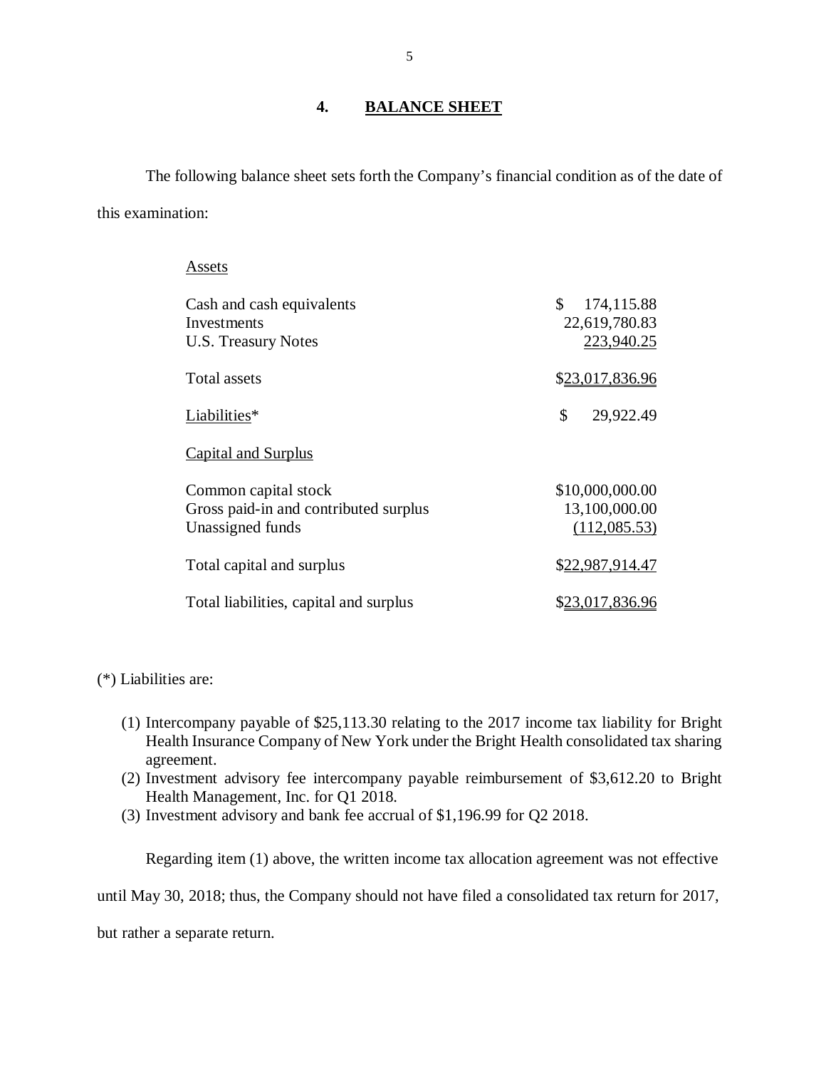## 4. BALANCE SHEET

The following balance sheet sets forth the Company's financial condition as of the date of this examination:

| | |
|---|---|
| Assets | |
| Cash and cash equivalents | $ 174,115.88 |
| Investments | 22,619,780.83 |
| U.S. Treasury Notes | 223,940.25 |
| Total assets | $23,017,836.96 |
| Liabilities* | $ 29,922.49 |
| Capital and Surplus | |
| Common capital stock | $10,000,000.00 |
| Gross paid-in and contributed surplus | 13,100,000.00 |
| Unassigned funds | (112,085.53) |
| Total capital and surplus | $22,987,914.47 |
| Total liabilities, capital and surplus | $23,017,836.96 |

(*) Liabilities are:

1. Intercompany payable of $25,113.30 relating to the 2017 income tax liability for Bright Health Insurance Company of New York under the Bright Health consolidated tax sharing agreement.
2. Investment advisory fee intercompany payable reimbursement of $3,612.20 to Bright Health Management, Inc. for Q1 2018.
3. Investment advisory and bank fee accrual of $1,196.99 for Q2 2018.

Regarding item (1) above, the written income tax allocation agreement was not effective until May 30, 2018; thus, the Company should not have filed a consolidated tax return for 2017, but rather a separate return.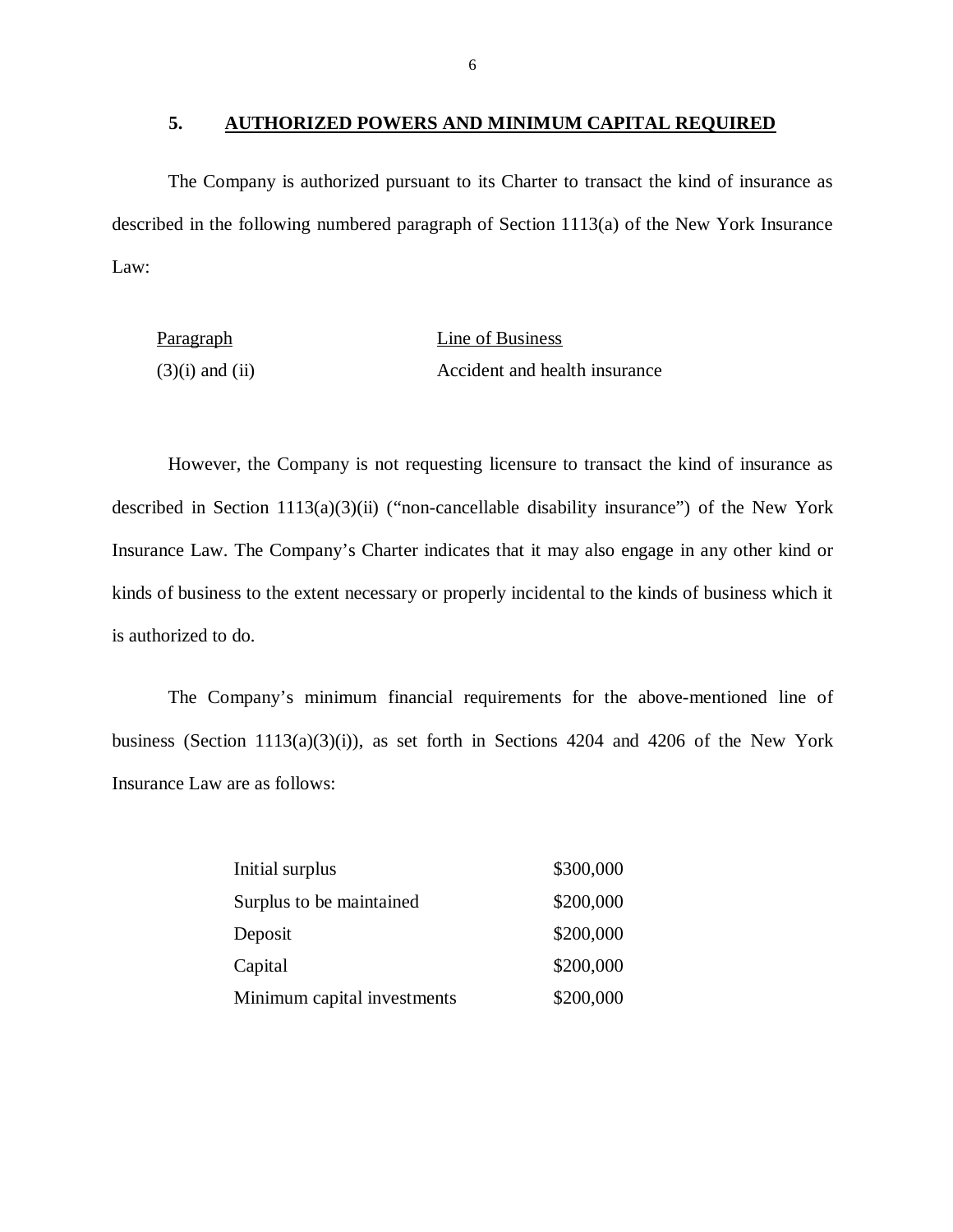## 5. AUTHORIZED POWERS AND MINIMUM CAPITAL REQUIRED

The Company is authorized pursuant to its Charter to transact the kind of insurance as described in the following numbered paragraph of Section 1113(a) of the New York Insurance Law:

| Paragraph | Line of Business |
|---|---|
| (3)(i) and (ii) | Accident and health insurance |

However, the Company is not requesting licensure to transact the kind of insurance as described in Section 1113(a)(3)(ii) ("non-cancellable disability insurance") of the New York Insurance Law. The Company's Charter indicates that it may also engage in any other kind or kinds of business to the extent necessary or properly incidental to the kinds of business which it is authorized to do.

The Company's minimum financial requirements for the above-mentioned line of business (Section 1113(a)(3)(i)), as set forth in Sections 4204 and 4206 of the New York Insurance Law are as follows:

| | |
|---|---|
| Initial surplus | \$300,000 |
| Surplus to be maintained | \$200,000 |
| Deposit | \$200,000 |
| Capital | \$200,000 |
| Minimum capital investments | \$200,000 |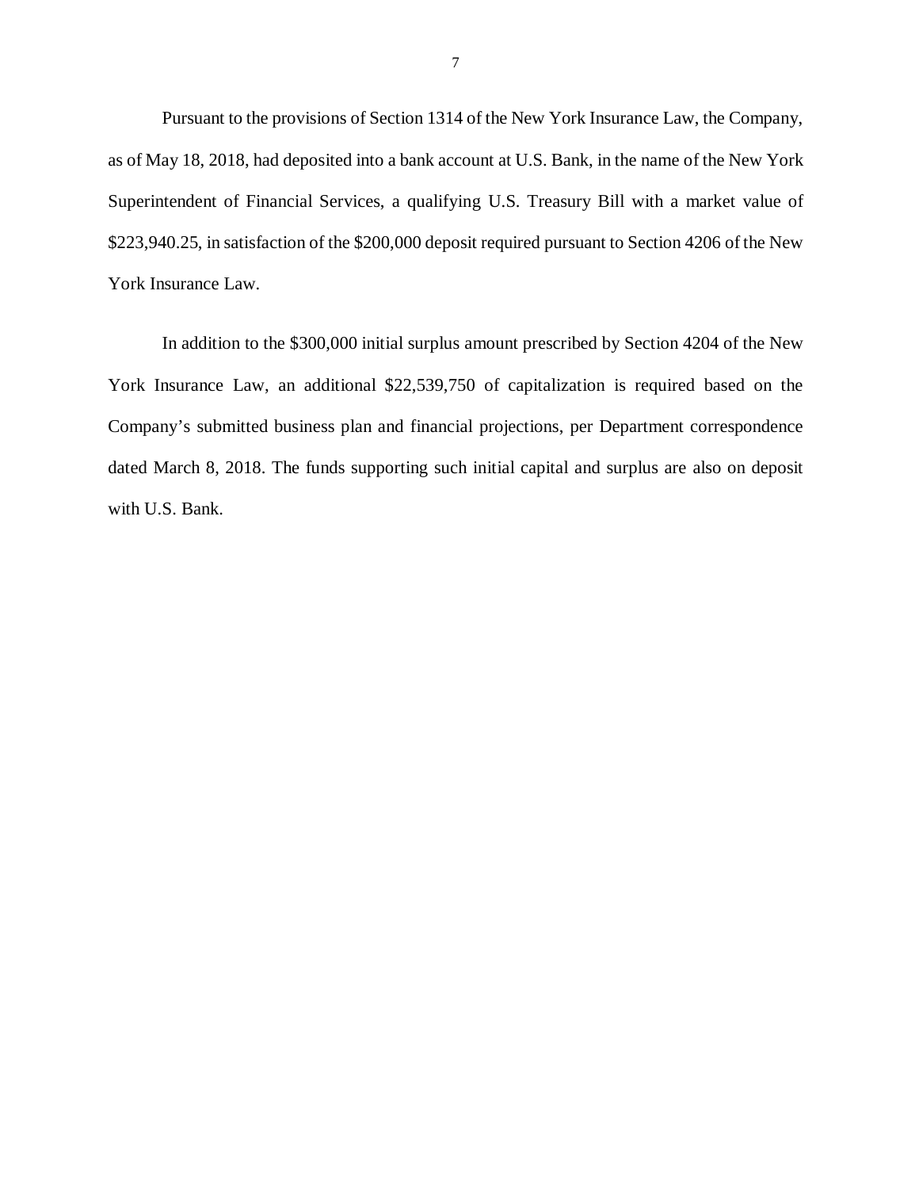Pursuant to the provisions of Section 1314 of the New York Insurance Law, the Company, as of May 18, 2018, had deposited into a bank account at U.S. Bank, in the name of the New York Superintendent of Financial Services, a qualifying U.S. Treasury Bill with a market value of \$223,940.25, in satisfaction of the \$200,000 deposit required pursuant to Section 4206 of the New York Insurance Law.

In addition to the \$300,000 initial surplus amount prescribed by Section 4204 of the New York Insurance Law, an additional \$22,539,750 of capitalization is required based on the Company's submitted business plan and financial projections, per Department correspondence dated March 8, 2018. The funds supporting such initial capital and surplus are also on deposit with U.S. Bank.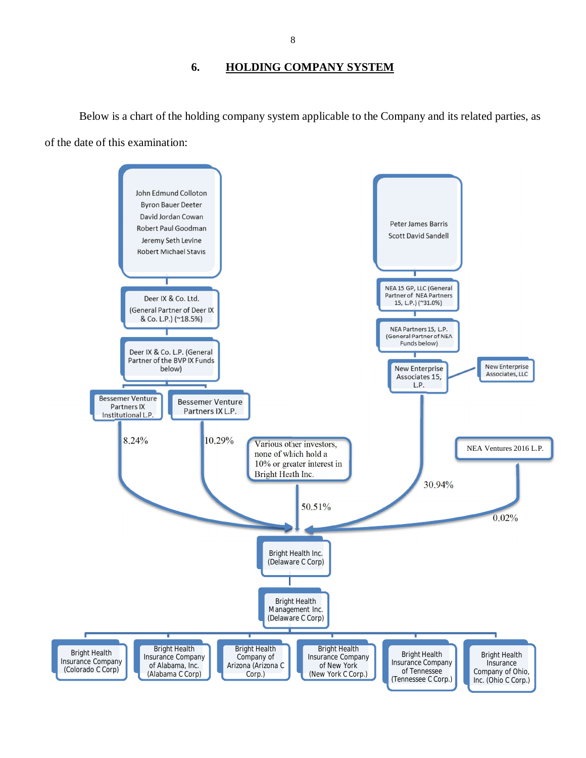## 6. HOLDING COMPANY SYSTEM

Below is a chart of the holding company system applicable to the Company and its related parties, as of the date of this examination:

John Edmund Colloton
Byron Bauer Deeter
David Jordan Cowan
Robert Paul Goodman
Jeremy Seth Levine
Robert Michael Stavis

Deer IX & Co. Ltd.
(General Partner of Deer IX & Co. L.P.) (~18.5%)

Deer IX & Co. L.P. (General Partner of the BVP IX Funds below)

Bessemer Venture Partners IX Institutional L.P. — 8.24%

Bessemer Venture Partners IX L.P. — 10.29%

Various other investors, none of which hold a 10% or greater interest in Bright Heath Inc. — 50.51%

Peter James Barris
Scott David Sandell

NEA 15 GP, LLC (General Partner of NEA Partners 15, L.P.) (~31.0%)

NEA Partners 15, L.P. (General Partner of NEA Funds below)

New Enterprise Associates 15, L.P. — 30.94%

New Enterprise Associates, LLC

NEA Ventures 2016 L.P. — 0.02%

Bright Health Inc. (Delaware C Corp)

Bright Health Management Inc. (Delaware C Corp)

- Bright Health Insurance Company (Colorado C Corp)
- Bright Health Insurance Company of Alabama, Inc. (Alabama C Corp)
- Bright Health Company of Arizona (Arizona C Corp.)
- Bright Health Insurance Company of New York (New York C Corp.)
- Bright Health Insurance Company of Tennessee (Tennessee C Corp.)
- Bright Health Insurance Company of Ohio, Inc. (Ohio C Corp.)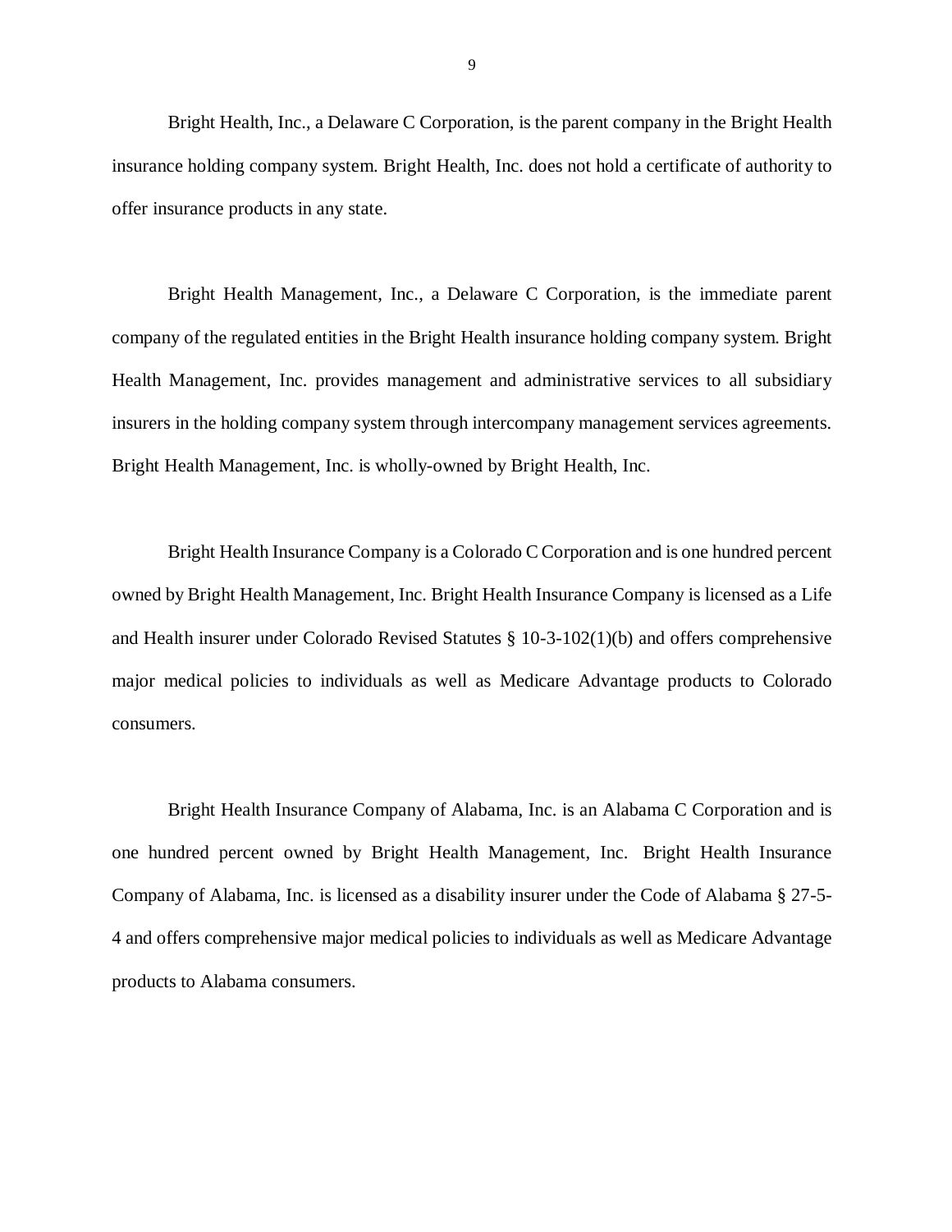Bright Health, Inc., a Delaware C Corporation, is the parent company in the Bright Health insurance holding company system. Bright Health, Inc. does not hold a certificate of authority to offer insurance products in any state.

Bright Health Management, Inc., a Delaware C Corporation, is the immediate parent company of the regulated entities in the Bright Health insurance holding company system. Bright Health Management, Inc. provides management and administrative services to all subsidiary insurers in the holding company system through intercompany management services agreements. Bright Health Management, Inc. is wholly-owned by Bright Health, Inc.

Bright Health Insurance Company is a Colorado C Corporation and is one hundred percent owned by Bright Health Management, Inc. Bright Health Insurance Company is licensed as a Life and Health insurer under Colorado Revised Statutes § 10-3-102(1)(b) and offers comprehensive major medical policies to individuals as well as Medicare Advantage products to Colorado consumers.

Bright Health Insurance Company of Alabama, Inc. is an Alabama C Corporation and is one hundred percent owned by Bright Health Management, Inc. Bright Health Insurance Company of Alabama, Inc. is licensed as a disability insurer under the Code of Alabama § 27-5-4 and offers comprehensive major medical policies to individuals as well as Medicare Advantage products to Alabama consumers.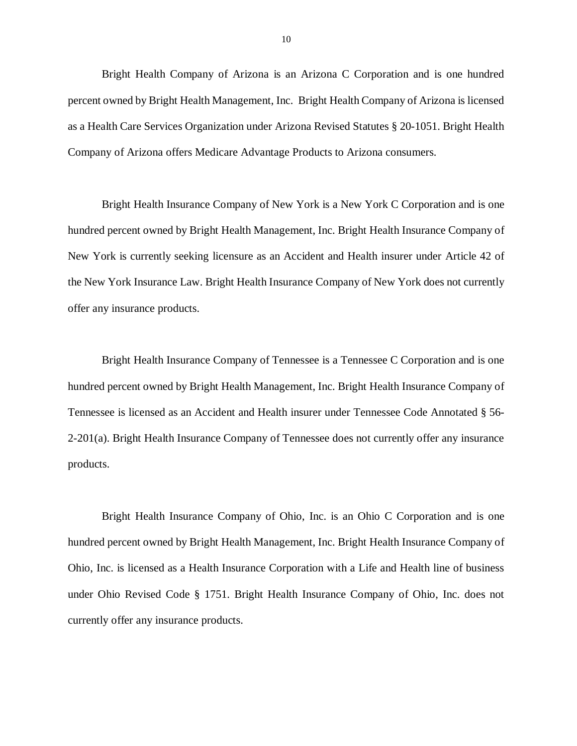Bright Health Company of Arizona is an Arizona C Corporation and is one hundred percent owned by Bright Health Management, Inc. Bright Health Company of Arizona is licensed as a Health Care Services Organization under Arizona Revised Statutes § 20-1051. Bright Health Company of Arizona offers Medicare Advantage Products to Arizona consumers.

Bright Health Insurance Company of New York is a New York C Corporation and is one hundred percent owned by Bright Health Management, Inc. Bright Health Insurance Company of New York is currently seeking licensure as an Accident and Health insurer under Article 42 of the New York Insurance Law. Bright Health Insurance Company of New York does not currently offer any insurance products.

Bright Health Insurance Company of Tennessee is a Tennessee C Corporation and is one hundred percent owned by Bright Health Management, Inc. Bright Health Insurance Company of Tennessee is licensed as an Accident and Health insurer under Tennessee Code Annotated § 56-2-201(a). Bright Health Insurance Company of Tennessee does not currently offer any insurance products.

Bright Health Insurance Company of Ohio, Inc. is an Ohio C Corporation and is one hundred percent owned by Bright Health Management, Inc. Bright Health Insurance Company of Ohio, Inc. is licensed as a Health Insurance Corporation with a Life and Health line of business under Ohio Revised Code § 1751. Bright Health Insurance Company of Ohio, Inc. does not currently offer any insurance products.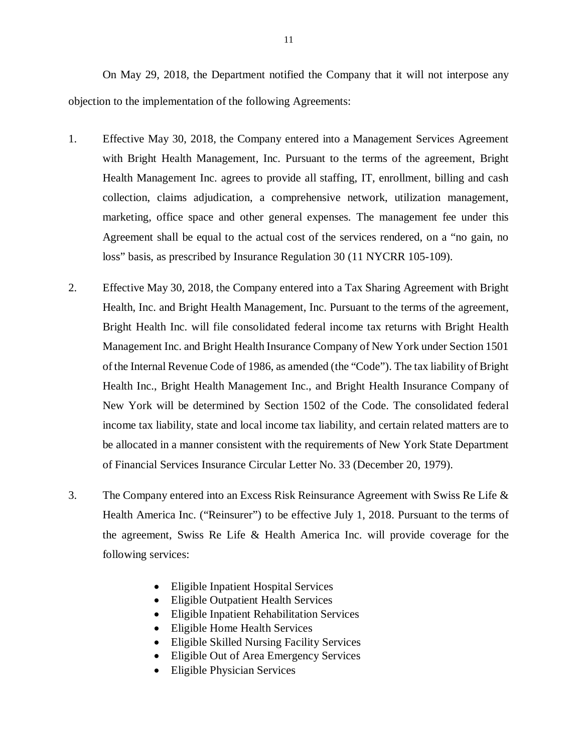On May 29, 2018, the Department notified the Company that it will not interpose any objection to the implementation of the following Agreements:

1. Effective May 30, 2018, the Company entered into a Management Services Agreement with Bright Health Management, Inc. Pursuant to the terms of the agreement, Bright Health Management Inc. agrees to provide all staffing, IT, enrollment, billing and cash collection, claims adjudication, a comprehensive network, utilization management, marketing, office space and other general expenses. The management fee under this Agreement shall be equal to the actual cost of the services rendered, on a "no gain, no loss" basis, as prescribed by Insurance Regulation 30 (11 NYCRR 105-109).

2. Effective May 30, 2018, the Company entered into a Tax Sharing Agreement with Bright Health, Inc. and Bright Health Management, Inc. Pursuant to the terms of the agreement, Bright Health Inc. will file consolidated federal income tax returns with Bright Health Management Inc. and Bright Health Insurance Company of New York under Section 1501 of the Internal Revenue Code of 1986, as amended (the "Code"). The tax liability of Bright Health Inc., Bright Health Management Inc., and Bright Health Insurance Company of New York will be determined by Section 1502 of the Code. The consolidated federal income tax liability, state and local income tax liability, and certain related matters are to be allocated in a manner consistent with the requirements of New York State Department of Financial Services Insurance Circular Letter No. 33 (December 20, 1979).

3. The Company entered into an Excess Risk Reinsurance Agreement with Swiss Re Life & Health America Inc. ("Reinsurer") to be effective July 1, 2018. Pursuant to the terms of the agreement, Swiss Re Life & Health America Inc. will provide coverage for the following services:

   - Eligible Inpatient Hospital Services
   - Eligible Outpatient Health Services
   - Eligible Inpatient Rehabilitation Services
   - Eligible Home Health Services
   - Eligible Skilled Nursing Facility Services
   - Eligible Out of Area Emergency Services
   - Eligible Physician Services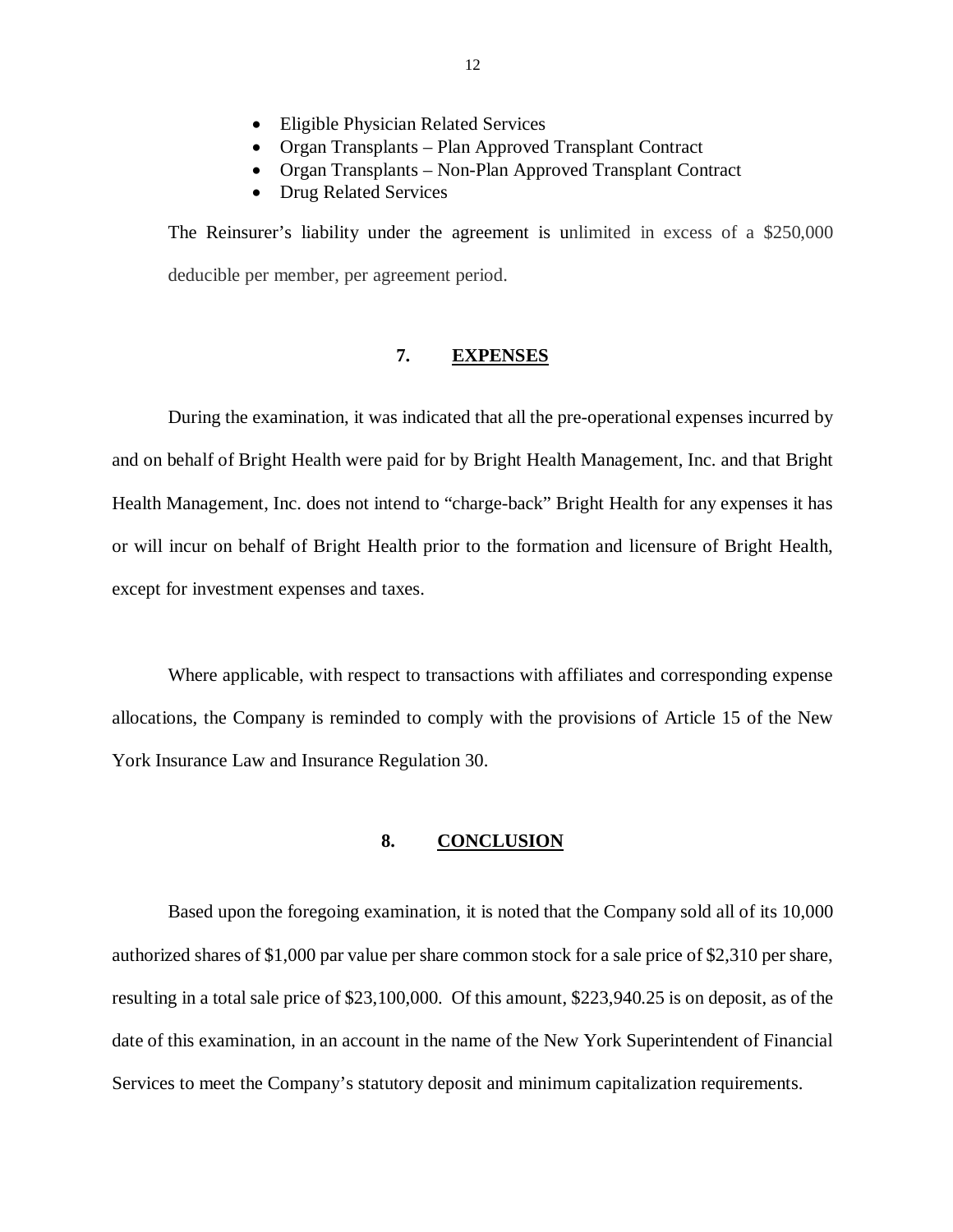- Eligible Physician Related Services
- Organ Transplants – Plan Approved Transplant Contract
- Organ Transplants – Non-Plan Approved Transplant Contract
- Drug Related Services

The Reinsurer's liability under the agreement is unlimited in excess of a $250,000 deducible per member, per agreement period.

## 7. EXPENSES

During the examination, it was indicated that all the pre-operational expenses incurred by and on behalf of Bright Health were paid for by Bright Health Management, Inc. and that Bright Health Management, Inc. does not intend to "charge-back" Bright Health for any expenses it has or will incur on behalf of Bright Health prior to the formation and licensure of Bright Health, except for investment expenses and taxes.

Where applicable, with respect to transactions with affiliates and corresponding expense allocations, the Company is reminded to comply with the provisions of Article 15 of the New York Insurance Law and Insurance Regulation 30.

## 8. CONCLUSION

Based upon the foregoing examination, it is noted that the Company sold all of its 10,000 authorized shares of $1,000 par value per share common stock for a sale price of $2,310 per share, resulting in a total sale price of $23,100,000. Of this amount, $223,940.25 is on deposit, as of the date of this examination, in an account in the name of the New York Superintendent of Financial Services to meet the Company's statutory deposit and minimum capitalization requirements.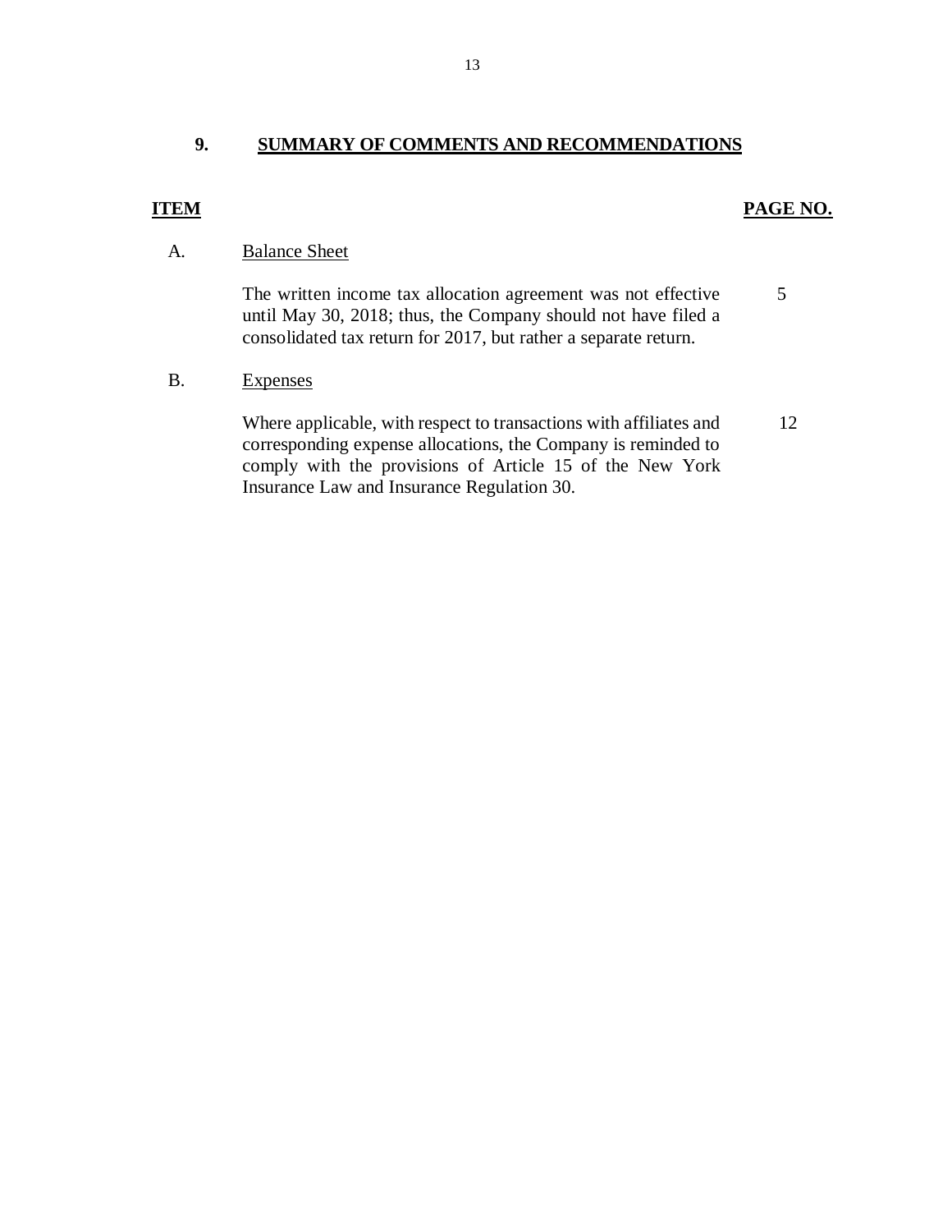## 9. SUMMARY OF COMMENTS AND RECOMMENDATIONS

| ITEM | | PAGE NO. |
|---|---|---|
| A. | Balance Sheet | |
| | The written income tax allocation agreement was not effective until May 30, 2018; thus, the Company should not have filed a consolidated tax return for 2017, but rather a separate return. | 5 |
| B. | Expenses | |
| | Where applicable, with respect to transactions with affiliates and corresponding expense allocations, the Company is reminded to comply with the provisions of Article 15 of the New York Insurance Law and Insurance Regulation 30. | 12 |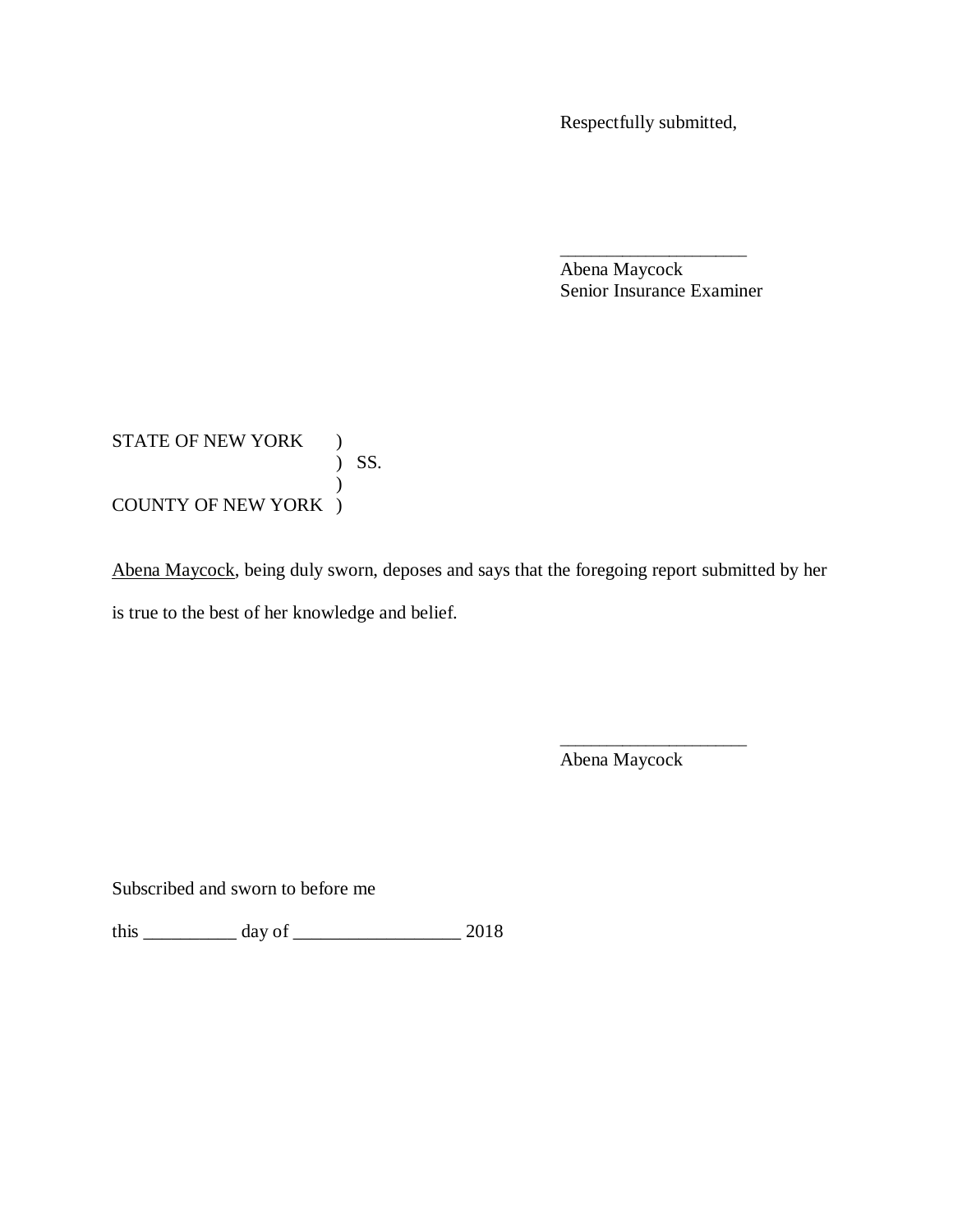Respectfully submitted,

\_\_\_\_\_\_\_\_\_\_\_\_\_\_\_\_\_\_\_\_

Abena Maycock
Senior Insurance Examiner

STATE OF NEW YORK )
) SS.
)
COUNTY OF NEW YORK )

Abena Maycock, being duly sworn, deposes and says that the foregoing report submitted by her is true to the best of her knowledge and belief.

\_\_\_\_\_\_\_\_\_\_\_\_\_\_\_\_\_\_\_\_

Abena Maycock

Subscribed and sworn to before me

this \_\_\_\_\_\_\_\_\_\_ day of \_\_\_\_\_\_\_\_\_\_\_\_\_\_\_\_\_\_ 2018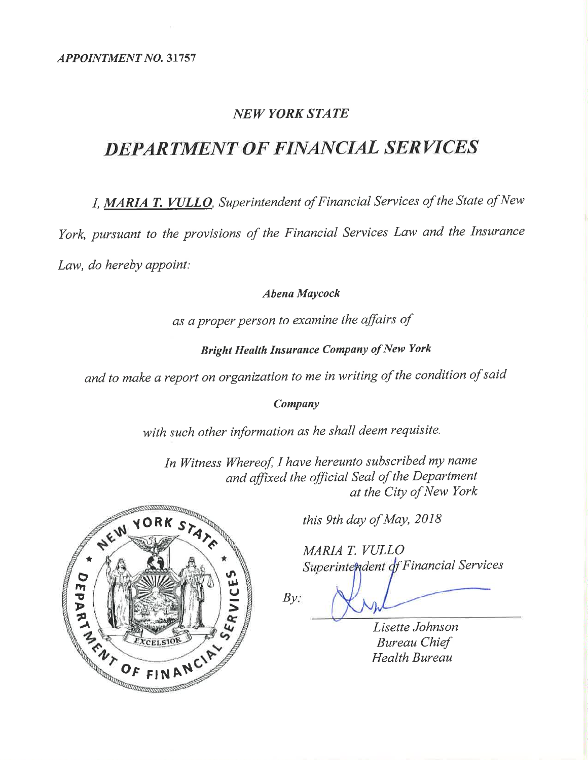*APPOINTMENT NO.* 31757

*NEW YORK STATE*

# *DEPARTMENT OF FINANCIAL SERVICES*

*I, **MARIA T. VULLO**, Superintendent of Financial Services of the State of New York, pursuant to the provisions of the Financial Services Law and the Insurance Law, do hereby appoint:*

***Abena Maycock***

*as a proper person to examine the affairs of*

***Bright Health Insurance Company of New York***

*and to make a report on organization to me in writing of the condition of said*

***Company***

*with such other information as he shall deem requisite.*

*In Witness Whereof, I have hereunto subscribed my name and affixed the official Seal of the Department at the City of New York*

*this 9th day of May, 2018*

*MARIA T. VULLO*
*Superintendent of Financial Services*

*By:*

*Lisette Johnson*
*Bureau Chief*
*Health Bureau*

NEW YORK STATE DEPARTMENT OF FINANCIAL SERVICES EXCELSIOR